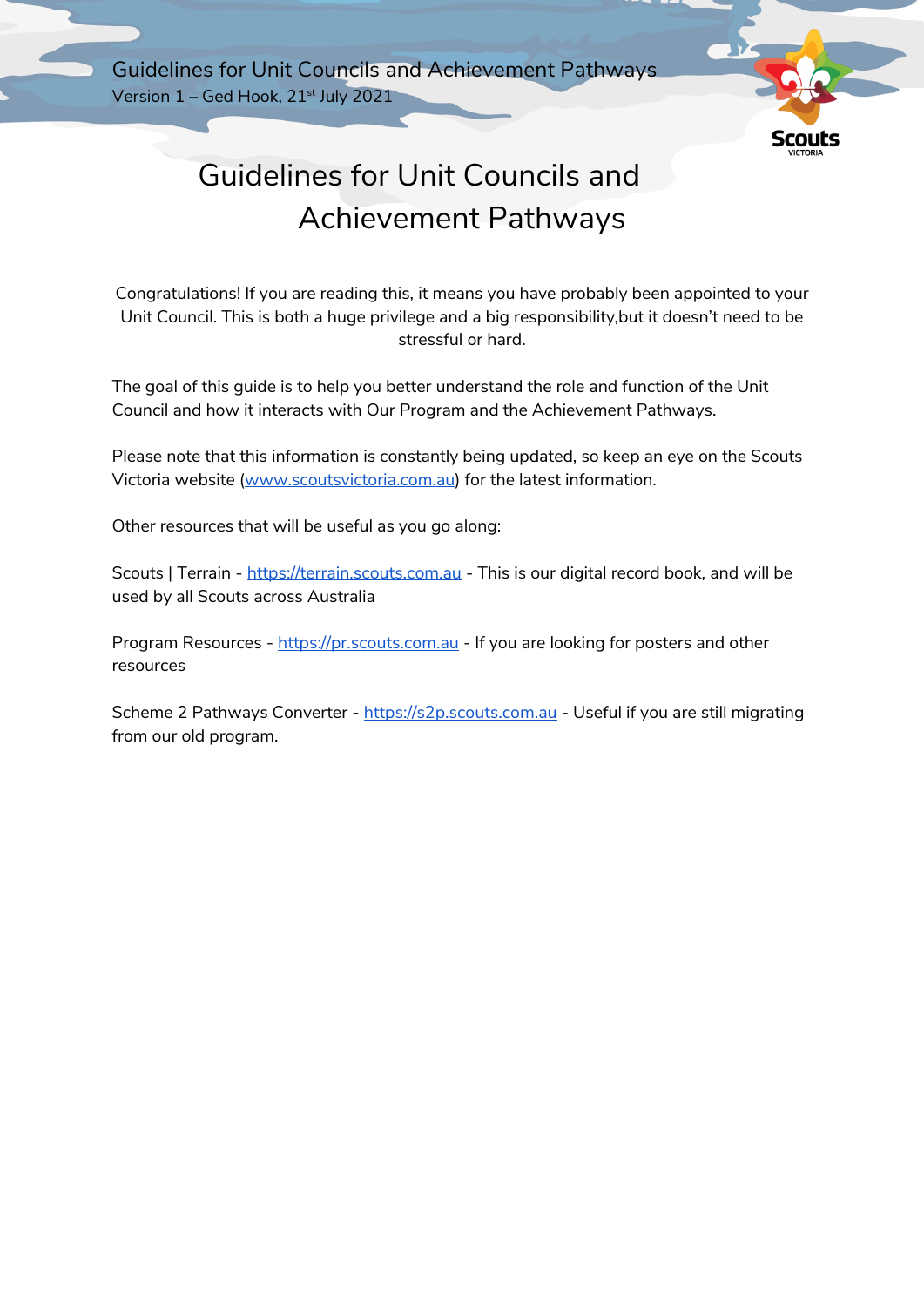# Guidelines for Unit Councils and Achievement Pathways

Congratulations! If you are reading this, it means you have probably been appointed to your Unit Council. This is both a huge privilege and a big responsibility,but it doesn't need to be stressful or hard.

The goal of this guide is to help you better understand the role and function of the Unit Council and how it interacts with Our Program and the Achievement Pathways.

Please note that this information is constantly being updated, so keep an eye on the Scouts Victoria website (www.scoutsvictoria.com.au) for the latest information.

Other resources that will be useful as you go along:

Scouts | Terrain - https://terrain.scouts.com.au - This is our digital record book, and will be used by all Scouts across Australia

Program Resources - https://pr.scouts.com.au - If you are looking for posters and other resources

Scheme 2 Pathways Converter - https://s2p.scouts.com.au - Useful if you are still migrating from our old program.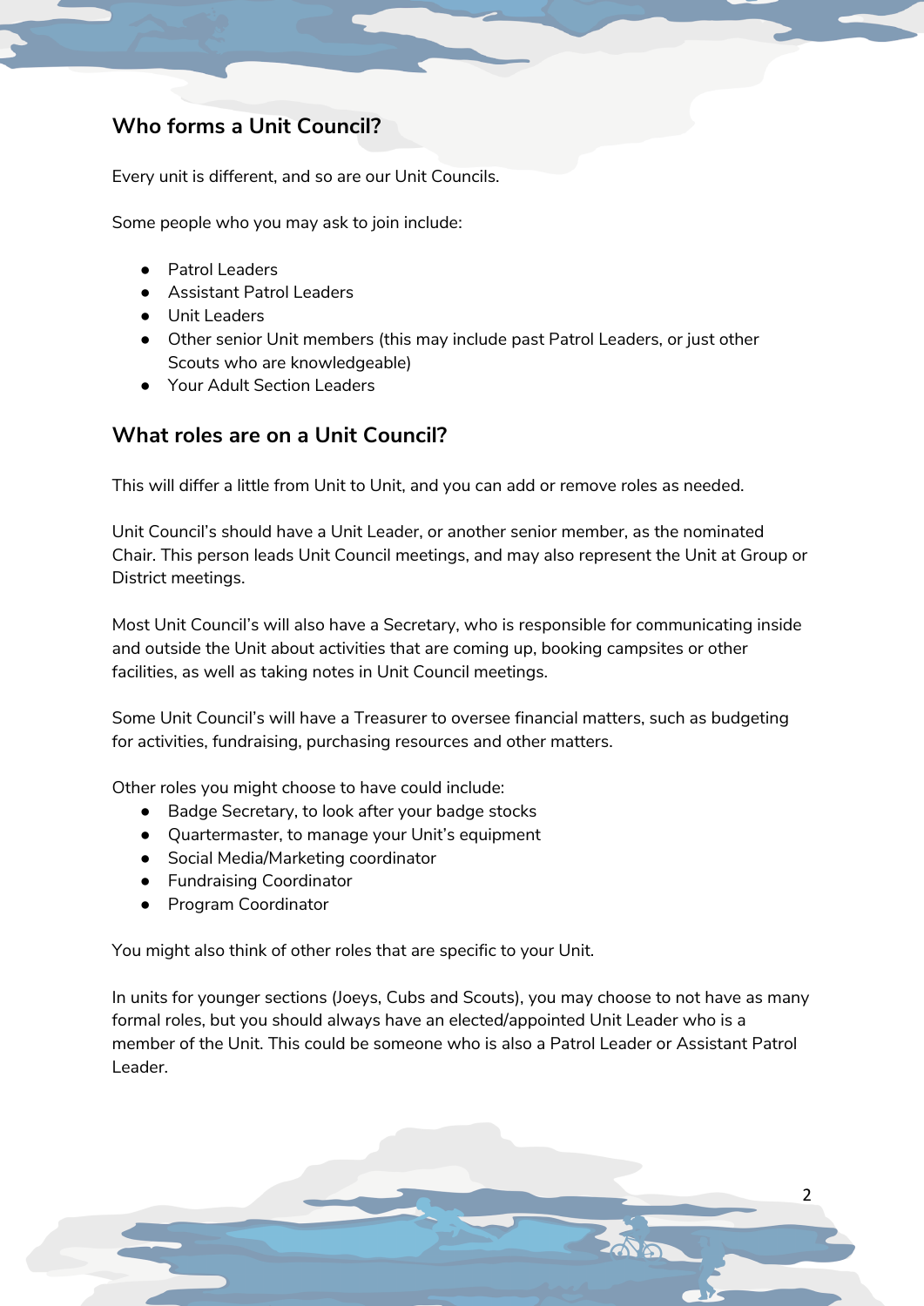## Who forms a Unit Council?

Every unit is different, and so are our Unit Councils.

Some people who you may ask to join include:

- Patrol Leaders
- Assistant Patrol Leaders
- Unit Leaders
- Other senior Unit members (this may include past Patrol Leaders, or just other Scouts who are knowledgeable)
- Your Adult Section Leaders

## What roles are on a Unit Council?

This will differ a little from Unit to Unit, and you can add or remove roles as needed.

Unit Council's should have a Unit Leader, or another senior member, as the nominated Chair. This person leads Unit Council meetings, and may also represent the Unit at Group or District meetings.

Most Unit Council's will also have a Secretary, who is responsible for communicating inside and outside the Unit about activities that are coming up, booking campsites or other facilities, as well as taking notes in Unit Council meetings.

Some Unit Council's will have a Treasurer to oversee financial matters, such as budgeting for activities, fundraising, purchasing resources and other matters.

Other roles you might choose to have could include:

- Badge Secretary, to look after your badge stocks
- Quartermaster, to manage your Unit's equipment
- Social Media/Marketing coordinator
- Fundraising Coordinator
- Program Coordinator

You might also think of other roles that are specific to your Unit.

In units for younger sections (Joeys, Cubs and Scouts), you may choose to not have as many formal roles, but you should always have an elected/appointed Unit Leader who is a member of the Unit. This could be someone who is also a Patrol Leader or Assistant Patrol Leader.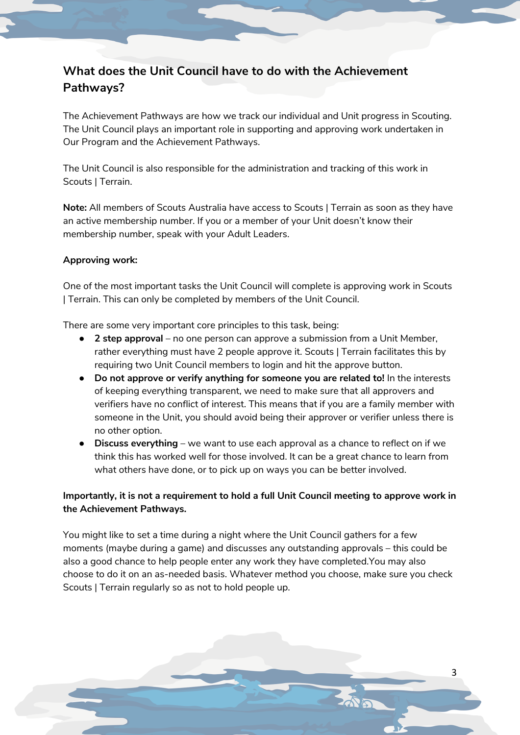## What does the Unit Council have to do with the Achievement Pathways?

The Achievement Pathways are how we track our individual and Unit progress in Scouting. The Unit Council plays an important role in supporting and approving work undertaken in Our Program and the Achievement Pathways.

The Unit Council is also responsible for the administration and tracking of this work in Scouts | Terrain.

**Note:** All members of Scouts Australia have access to Scouts | Terrain as soon as they have an active membership number. If you or a member of your Unit doesn't know their membership number, speak with your Adult Leaders.

**Approving work:**

One of the most important tasks the Unit Council will complete is approving work in Scouts | Terrain. This can only be completed by members of the Unit Council.

There are some very important core principles to this task, being:

- **2 step approval** – no one person can approve a submission from a Unit Member, rather everything must have 2 people approve it. Scouts | Terrain facilitates this by requiring two Unit Council members to login and hit the approve button.
- **Do not approve or verify anything for someone you are related to!** In the interests of keeping everything transparent, we need to make sure that all approvers and verifiers have no conflict of interest. This means that if you are a family member with someone in the Unit, you should avoid being their approver or verifier unless there is no other option.
- **Discuss everything** – we want to use each approval as a chance to reflect on if we think this has worked well for those involved. It can be a great chance to learn from what others have done, or to pick up on ways you can be better involved.

**Importantly, it is not a requirement to hold a full Unit Council meeting to approve work in the Achievement Pathways.**

You might like to set a time during a night where the Unit Council gathers for a few moments (maybe during a game) and discusses any outstanding approvals – this could be also a good chance to help people enter any work they have completed.You may also choose to do it on an as-needed basis. Whatever method you choose, make sure you check Scouts | Terrain regularly so as not to hold people up.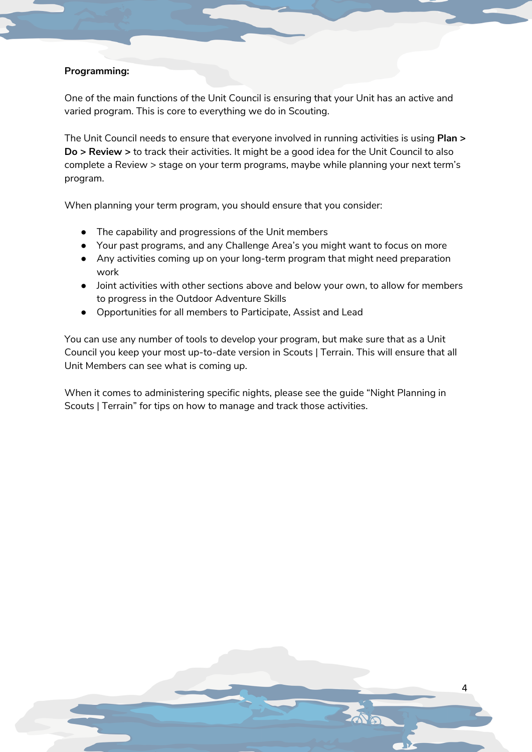**Programming:**

One of the main functions of the Unit Council is ensuring that your Unit has an active and varied program. This is core to everything we do in Scouting.

The Unit Council needs to ensure that everyone involved in running activities is using **Plan > Do > Review >** to track their activities. It might be a good idea for the Unit Council to also complete a Review > stage on your term programs, maybe while planning your next term's program.

When planning your term program, you should ensure that you consider:

- The capability and progressions of the Unit members
- Your past programs, and any Challenge Area's you might want to focus on more
- Any activities coming up on your long-term program that might need preparation work
- Joint activities with other sections above and below your own, to allow for members to progress in the Outdoor Adventure Skills
- Opportunities for all members to Participate, Assist and Lead

You can use any number of tools to develop your program, but make sure that as a Unit Council you keep your most up-to-date version in Scouts | Terrain. This will ensure that all Unit Members can see what is coming up.

When it comes to administering specific nights, please see the guide "Night Planning in Scouts | Terrain" for tips on how to manage and track those activities.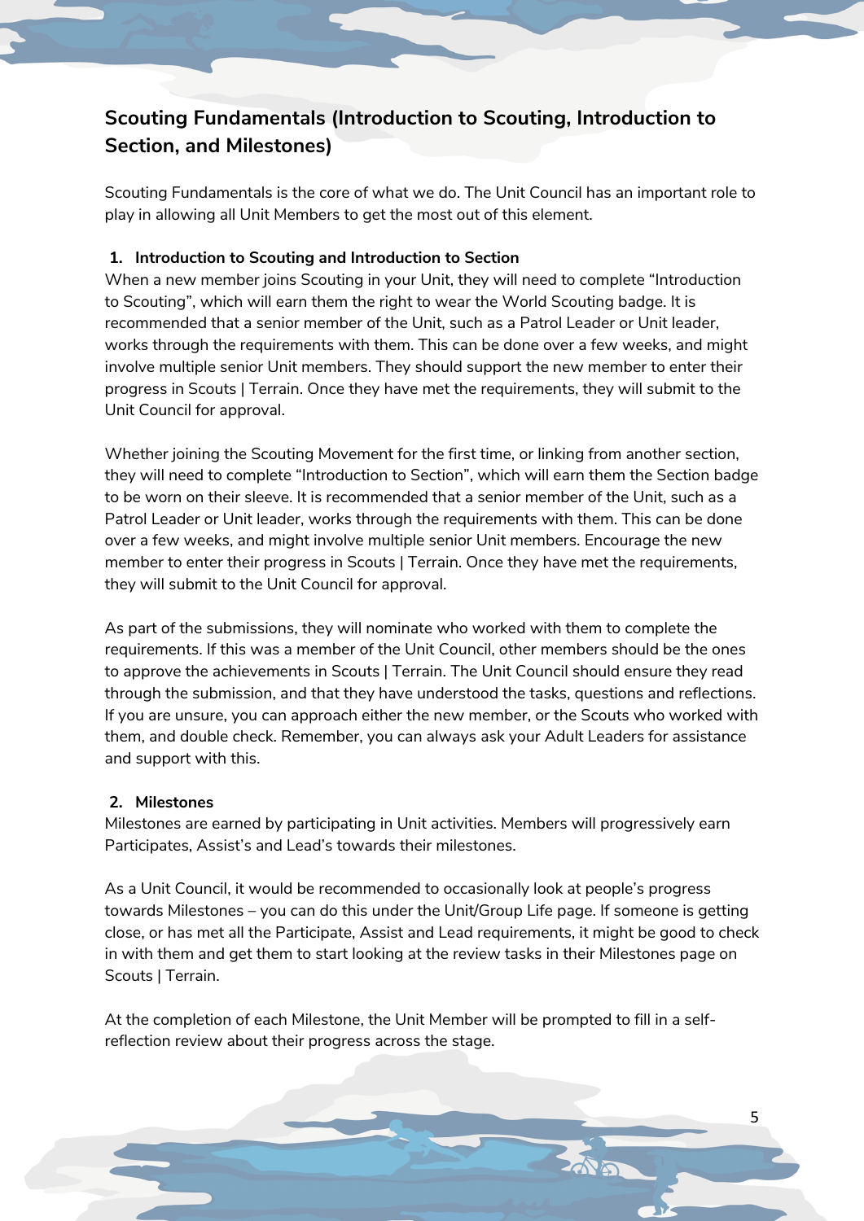## Scouting Fundamentals (Introduction to Scouting, Introduction to Section, and Milestones)

Scouting Fundamentals is the core of what we do. The Unit Council has an important role to play in allowing all Unit Members to get the most out of this element.

**1. Introduction to Scouting and Introduction to Section**

When a new member joins Scouting in your Unit, they will need to complete "Introduction to Scouting", which will earn them the right to wear the World Scouting badge. It is recommended that a senior member of the Unit, such as a Patrol Leader or Unit leader, works through the requirements with them. This can be done over a few weeks, and might involve multiple senior Unit members. They should support the new member to enter their progress in Scouts | Terrain. Once they have met the requirements, they will submit to the Unit Council for approval.

Whether joining the Scouting Movement for the first time, or linking from another section, they will need to complete "Introduction to Section", which will earn them the Section badge to be worn on their sleeve. It is recommended that a senior member of the Unit, such as a Patrol Leader or Unit leader, works through the requirements with them. This can be done over a few weeks, and might involve multiple senior Unit members. Encourage the new member to enter their progress in Scouts | Terrain. Once they have met the requirements, they will submit to the Unit Council for approval.

As part of the submissions, they will nominate who worked with them to complete the requirements. If this was a member of the Unit Council, other members should be the ones to approve the achievements in Scouts | Terrain. The Unit Council should ensure they read through the submission, and that they have understood the tasks, questions and reflections. If you are unsure, you can approach either the new member, or the Scouts who worked with them, and double check. Remember, you can always ask your Adult Leaders for assistance and support with this.

**2. Milestones**

Milestones are earned by participating in Unit activities. Members will progressively earn Participates, Assist's and Lead's towards their milestones.

As a Unit Council, it would be recommended to occasionally look at people's progress towards Milestones – you can do this under the Unit/Group Life page. If someone is getting close, or has met all the Participate, Assist and Lead requirements, it might be good to check in with them and get them to start looking at the review tasks in their Milestones page on Scouts | Terrain.

At the completion of each Milestone, the Unit Member will be prompted to fill in a self-reflection review about their progress across the stage.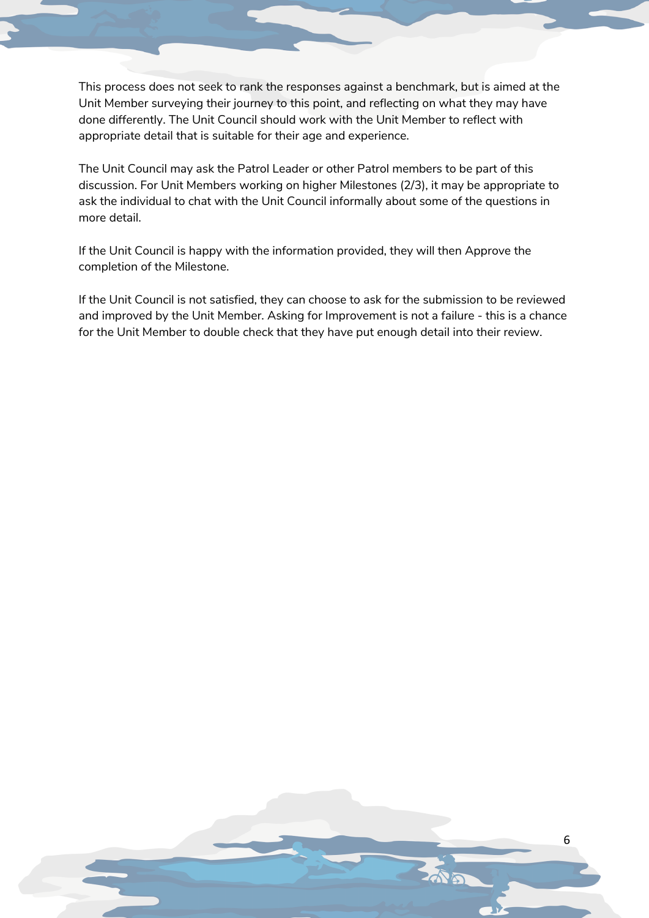This process does not seek to rank the responses against a benchmark, but is aimed at the Unit Member surveying their journey to this point, and reflecting on what they may have done differently. The Unit Council should work with the Unit Member to reflect with appropriate detail that is suitable for their age and experience.

The Unit Council may ask the Patrol Leader or other Patrol members to be part of this discussion. For Unit Members working on higher Milestones (2/3), it may be appropriate to ask the individual to chat with the Unit Council informally about some of the questions in more detail.

If the Unit Council is happy with the information provided, they will then Approve the completion of the Milestone.

If the Unit Council is not satisfied, they can choose to ask for the submission to be reviewed and improved by the Unit Member. Asking for Improvement is not a failure - this is a chance for the Unit Member to double check that they have put enough detail into their review.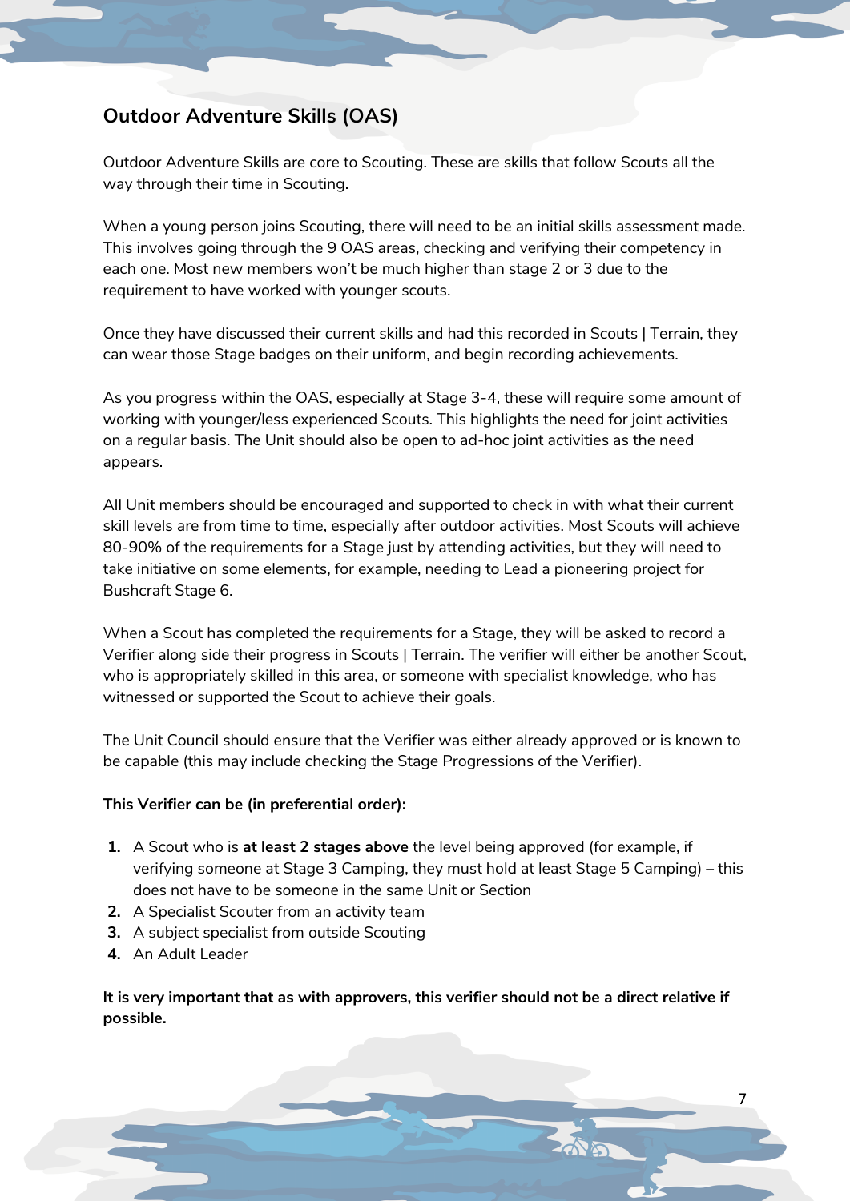## Outdoor Adventure Skills (OAS)

Outdoor Adventure Skills are core to Scouting. These are skills that follow Scouts all the way through their time in Scouting.

When a young person joins Scouting, there will need to be an initial skills assessment made. This involves going through the 9 OAS areas, checking and verifying their competency in each one. Most new members won't be much higher than stage 2 or 3 due to the requirement to have worked with younger scouts.

Once they have discussed their current skills and had this recorded in Scouts | Terrain, they can wear those Stage badges on their uniform, and begin recording achievements.

As you progress within the OAS, especially at Stage 3-4, these will require some amount of working with younger/less experienced Scouts. This highlights the need for joint activities on a regular basis. The Unit should also be open to ad-hoc joint activities as the need appears.

All Unit members should be encouraged and supported to check in with what their current skill levels are from time to time, especially after outdoor activities. Most Scouts will achieve 80-90% of the requirements for a Stage just by attending activities, but they will need to take initiative on some elements, for example, needing to Lead a pioneering project for Bushcraft Stage 6.

When a Scout has completed the requirements for a Stage, they will be asked to record a Verifier along side their progress in Scouts | Terrain. The verifier will either be another Scout, who is appropriately skilled in this area, or someone with specialist knowledge, who has witnessed or supported the Scout to achieve their goals.

The Unit Council should ensure that the Verifier was either already approved or is known to be capable (this may include checking the Stage Progressions of the Verifier).

**This Verifier can be (in preferential order):**

1. A Scout who is **at least 2 stages above** the level being approved (for example, if verifying someone at Stage 3 Camping, they must hold at least Stage 5 Camping) – this does not have to be someone in the same Unit or Section
2. A Specialist Scouter from an activity team
3. A subject specialist from outside Scouting
4. An Adult Leader

**It is very important that as with approvers, this verifier should not be a direct relative if possible.**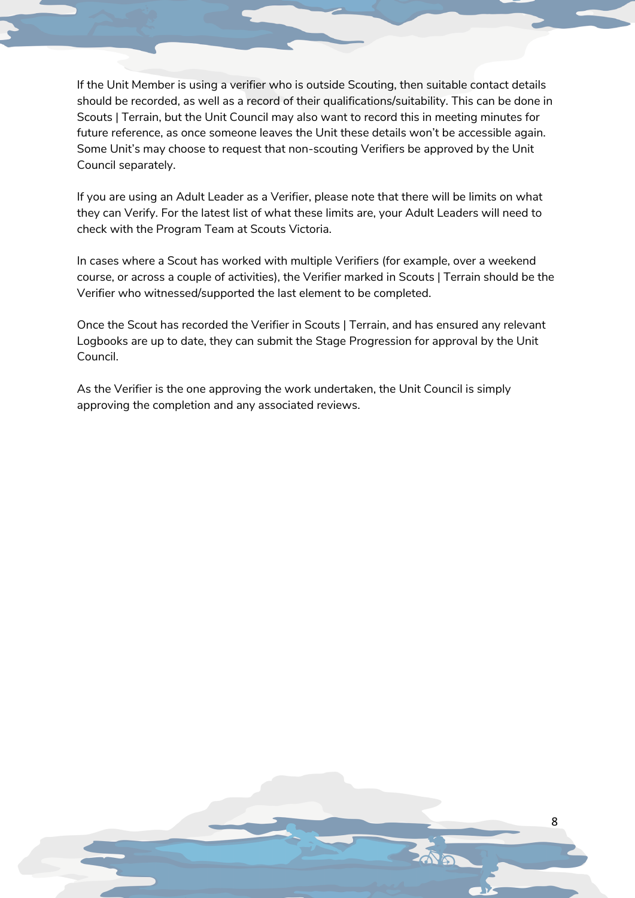If the Unit Member is using a verifier who is outside Scouting, then suitable contact details should be recorded, as well as a record of their qualifications/suitability. This can be done in Scouts | Terrain, but the Unit Council may also want to record this in meeting minutes for future reference, as once someone leaves the Unit these details won't be accessible again. Some Unit's may choose to request that non-scouting Verifiers be approved by the Unit Council separately.

If you are using an Adult Leader as a Verifier, please note that there will be limits on what they can Verify. For the latest list of what these limits are, your Adult Leaders will need to check with the Program Team at Scouts Victoria.

In cases where a Scout has worked with multiple Verifiers (for example, over a weekend course, or across a couple of activities), the Verifier marked in Scouts | Terrain should be the Verifier who witnessed/supported the last element to be completed.

Once the Scout has recorded the Verifier in Scouts | Terrain, and has ensured any relevant Logbooks are up to date, they can submit the Stage Progression for approval by the Unit Council.

As the Verifier is the one approving the work undertaken, the Unit Council is simply approving the completion and any associated reviews.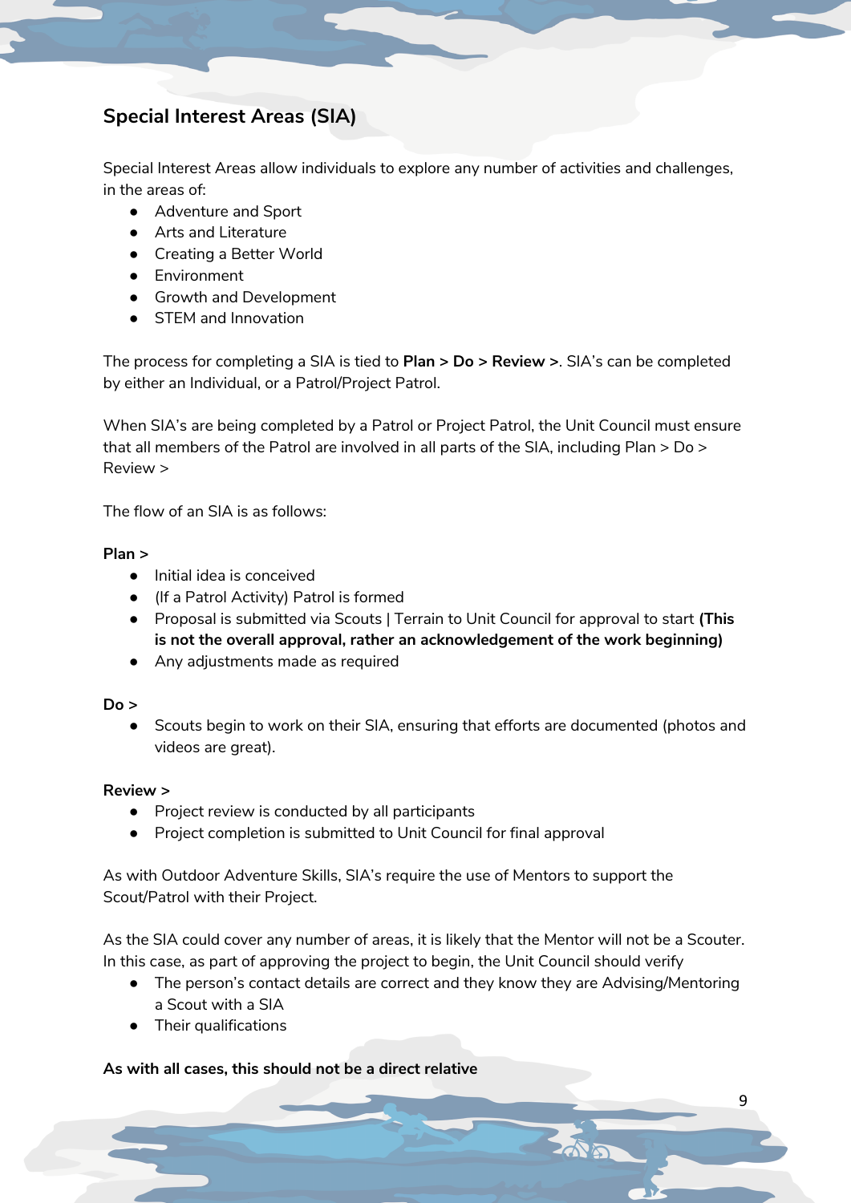## Special Interest Areas (SIA)

Special Interest Areas allow individuals to explore any number of activities and challenges, in the areas of:

- Adventure and Sport
- Arts and Literature
- Creating a Better World
- Environment
- Growth and Development
- STEM and Innovation

The process for completing a SIA is tied to **Plan > Do > Review >**. SIA's can be completed by either an Individual, or a Patrol/Project Patrol.

When SIA's are being completed by a Patrol or Project Patrol, the Unit Council must ensure that all members of the Patrol are involved in all parts of the SIA, including Plan > Do > Review >

The flow of an SIA is as follows:

**Plan >**

- Initial idea is conceived
- (If a Patrol Activity) Patrol is formed
- Proposal is submitted via Scouts | Terrain to Unit Council for approval to start **(This is not the overall approval, rather an acknowledgement of the work beginning)**
- Any adjustments made as required

**Do >**

- Scouts begin to work on their SIA, ensuring that efforts are documented (photos and videos are great).

**Review >**

- Project review is conducted by all participants
- Project completion is submitted to Unit Council for final approval

As with Outdoor Adventure Skills, SIA's require the use of Mentors to support the Scout/Patrol with their Project.

As the SIA could cover any number of areas, it is likely that the Mentor will not be a Scouter. In this case, as part of approving the project to begin, the Unit Council should verify

- The person's contact details are correct and they know they are Advising/Mentoring a Scout with a SIA
- Their qualifications

**As with all cases, this should not be a direct relative**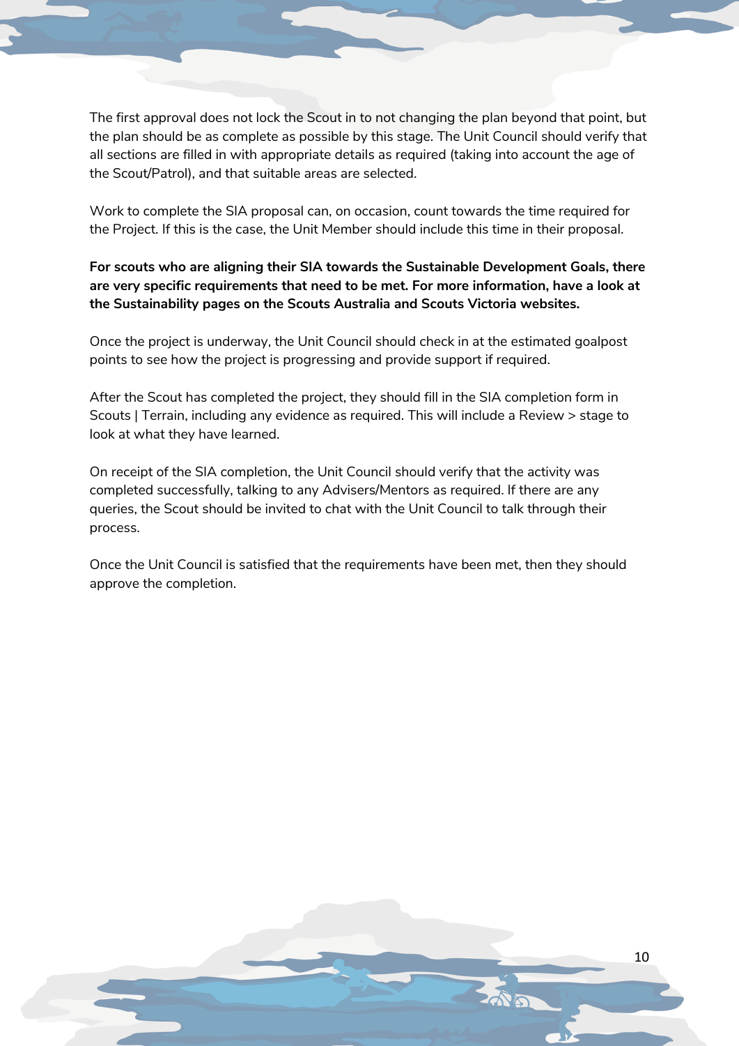The first approval does not lock the Scout in to not changing the plan beyond that point, but the plan should be as complete as possible by this stage. The Unit Council should verify that all sections are filled in with appropriate details as required (taking into account the age of the Scout/Patrol), and that suitable areas are selected.

Work to complete the SIA proposal can, on occasion, count towards the time required for the Project. If this is the case, the Unit Member should include this time in their proposal.

**For scouts who are aligning their SIA towards the Sustainable Development Goals, there are very specific requirements that need to be met. For more information, have a look at the Sustainability pages on the Scouts Australia and Scouts Victoria websites.**

Once the project is underway, the Unit Council should check in at the estimated goalpost points to see how the project is progressing and provide support if required.

After the Scout has completed the project, they should fill in the SIA completion form in Scouts | Terrain, including any evidence as required. This will include a Review > stage to look at what they have learned.

On receipt of the SIA completion, the Unit Council should verify that the activity was completed successfully, talking to any Advisers/Mentors as required. If there are any queries, the Scout should be invited to chat with the Unit Council to talk through their process.

Once the Unit Council is satisfied that the requirements have been met, then they should approve the completion.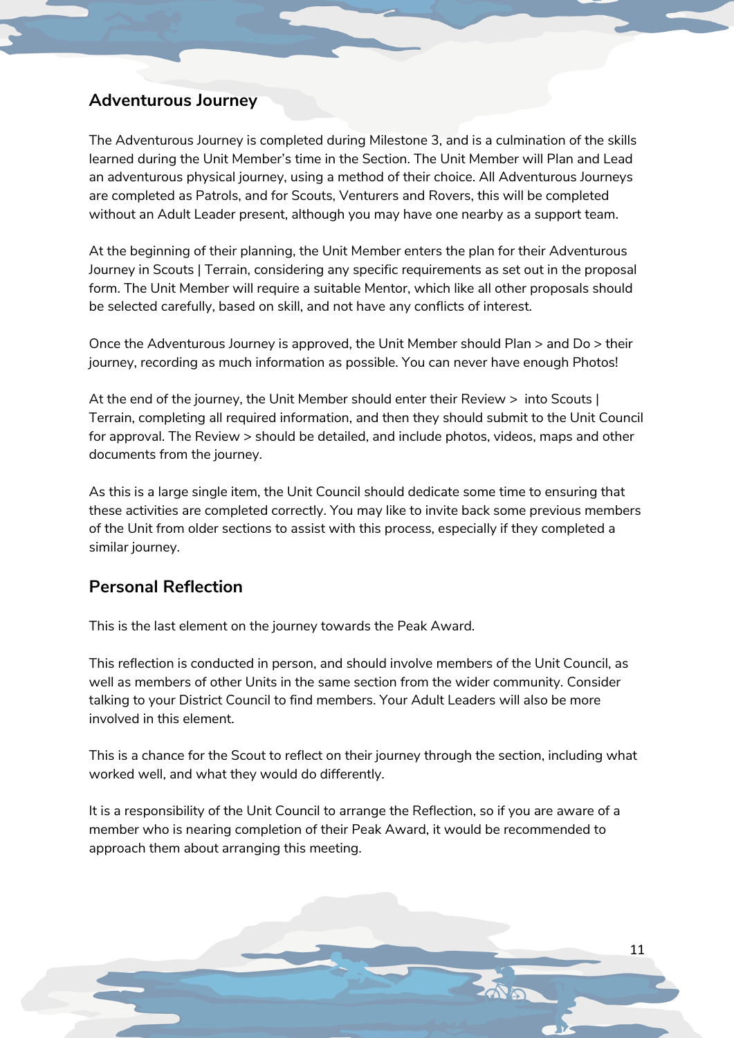## Adventurous Journey

The Adventurous Journey is completed during Milestone 3, and is a culmination of the skills learned during the Unit Member's time in the Section. The Unit Member will Plan and Lead an adventurous physical journey, using a method of their choice. All Adventurous Journeys are completed as Patrols, and for Scouts, Venturers and Rovers, this will be completed without an Adult Leader present, although you may have one nearby as a support team.

At the beginning of their planning, the Unit Member enters the plan for their Adventurous Journey in Scouts | Terrain, considering any specific requirements as set out in the proposal form. The Unit Member will require a suitable Mentor, which like all other proposals should be selected carefully, based on skill, and not have any conflicts of interest.

Once the Adventurous Journey is approved, the Unit Member should Plan > and Do > their journey, recording as much information as possible. You can never have enough Photos!

At the end of the journey, the Unit Member should enter their Review > into Scouts | Terrain, completing all required information, and then they should submit to the Unit Council for approval. The Review > should be detailed, and include photos, videos, maps and other documents from the journey.

As this is a large single item, the Unit Council should dedicate some time to ensuring that these activities are completed correctly. You may like to invite back some previous members of the Unit from older sections to assist with this process, especially if they completed a similar journey.

## Personal Reflection

This is the last element on the journey towards the Peak Award.

This reflection is conducted in person, and should involve members of the Unit Council, as well as members of other Units in the same section from the wider community. Consider talking to your District Council to find members. Your Adult Leaders will also be more involved in this element.

This is a chance for the Scout to reflect on their journey through the section, including what worked well, and what they would do differently.

It is a responsibility of the Unit Council to arrange the Reflection, so if you are aware of a member who is nearing completion of their Peak Award, it would be recommended to approach them about arranging this meeting.